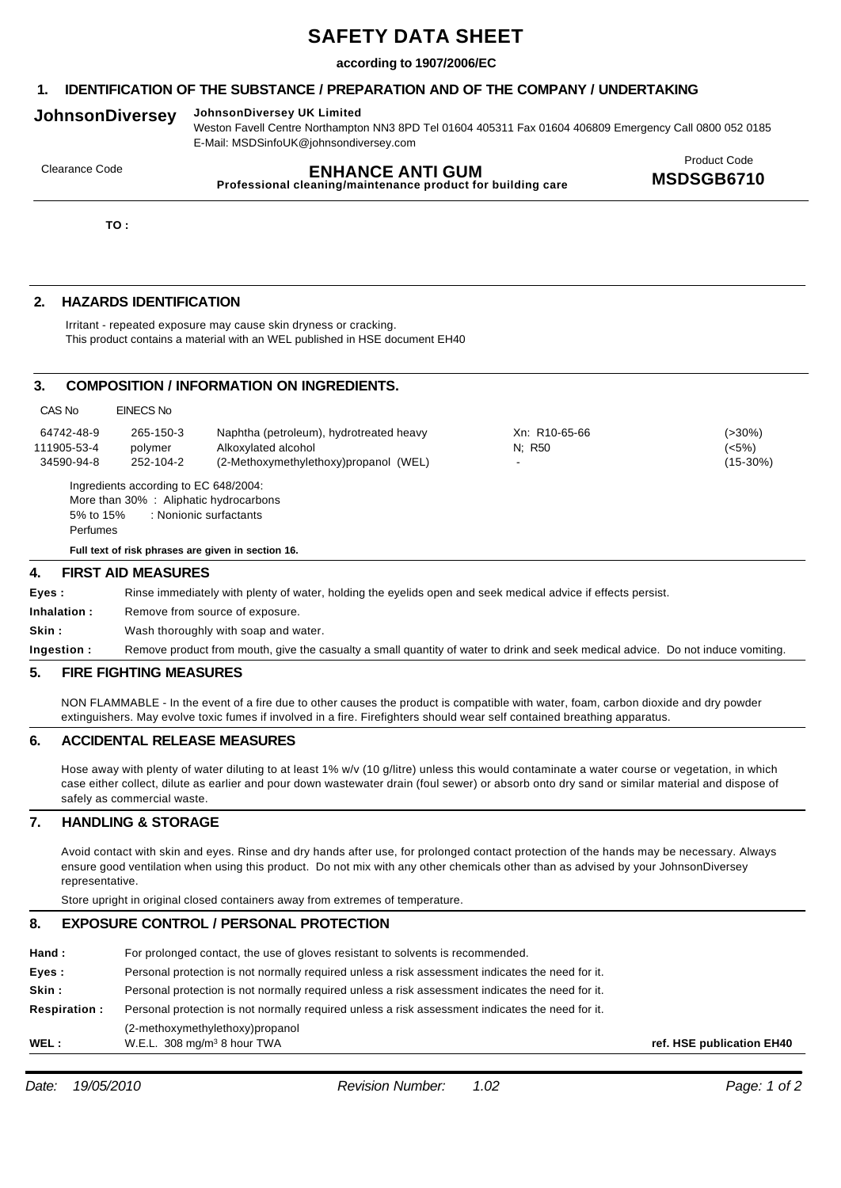# SAFETY DATA SHEET

**according to 1907/2006/EC**

## 1. IDENTIFICATION OF THE SUBSTANCE / PREPARATION AND OF THE COMPANY / UNDERTAKING

**JohnsonDiversey**

**JohnsonDiversey UK Limited**
Weston Favell Centre Northampton NN3 8PD Tel 01604 405311 Fax 01604 406809 Emergency Call 0800 052 0185
E-Mail: MSDSinfoUK@johnsondiversey.com

Clearance Code

**ENHANCE ANTI GUM**
**Professional cleaning/maintenance product for building care**

Product Code
**MSDSGB6710**

**TO :**

## 2. HAZARDS IDENTIFICATION

Irritant - repeated exposure may cause skin dryness or cracking.
This product contains a material with an WEL published in HSE document EH40

## 3. COMPOSITION / INFORMATION ON INGREDIENTS.

| CAS No | EINECS No | | | |
|---|---|---|---|---|
| 64742-48-9 | 265-150-3 | Naphtha (petroleum), hydrotreated heavy | Xn: R10-65-66 | (>30%) |
| 111905-53-4 | polymer | Alkoxylated alcohol | N; R50 | (<5%) |
| 34590-94-8 | 252-104-2 | (2-Methoxymethylethoxy)propanol (WEL) | - | (15-30%) |

Ingredients according to EC 648/2004:
More than 30% : Aliphatic hydrocarbons
5% to 15% : Nonionic surfactants
Perfumes

**Full text of risk phrases are given in section 16.**

## 4. FIRST AID MEASURES

**Eyes :** Rinse immediately with plenty of water, holding the eyelids open and seek medical advice if effects persist.

**Inhalation :** Remove from source of exposure.

**Skin :** Wash thoroughly with soap and water.

**Ingestion :** Remove product from mouth, give the casualty a small quantity of water to drink and seek medical advice. Do not induce vomiting.

## 5. FIRE FIGHTING MEASURES

NON FLAMMABLE - In the event of a fire due to other causes the product is compatible with water, foam, carbon dioxide and dry powder extinguishers. May evolve toxic fumes if involved in a fire. Firefighters should wear self contained breathing apparatus.

## 6. ACCIDENTAL RELEASE MEASURES

Hose away with plenty of water diluting to at least 1% w/v (10 g/litre) unless this would contaminate a water course or vegetation, in which case either collect, dilute as earlier and pour down wastewater drain (foul sewer) or absorb onto dry sand or similar material and dispose of safely as commercial waste.

## 7. HANDLING & STORAGE

Avoid contact with skin and eyes. Rinse and dry hands after use, for prolonged contact protection of the hands may be necessary. Always ensure good ventilation when using this product. Do not mix with any other chemicals other than as advised by your JohnsonDiversey representative.

Store upright in original closed containers away from extremes of temperature.

## 8. EXPOSURE CONTROL / PERSONAL PROTECTION

**Hand :** For prolonged contact, the use of gloves resistant to solvents is recommended.

**Eyes :** Personal protection is not normally required unless a risk assessment indicates the need for it.

**Skin :** Personal protection is not normally required unless a risk assessment indicates the need for it.

**Respiration :** Personal protection is not normally required unless a risk assessment indicates the need for it.

**WEL :** (2-methoxymethylethoxy)propanol
W.E.L. 308 mg/m³ 8 hour TWA — **ref. HSE publication EH40**

*Date: 19/05/2010* *Revision Number: 1.02*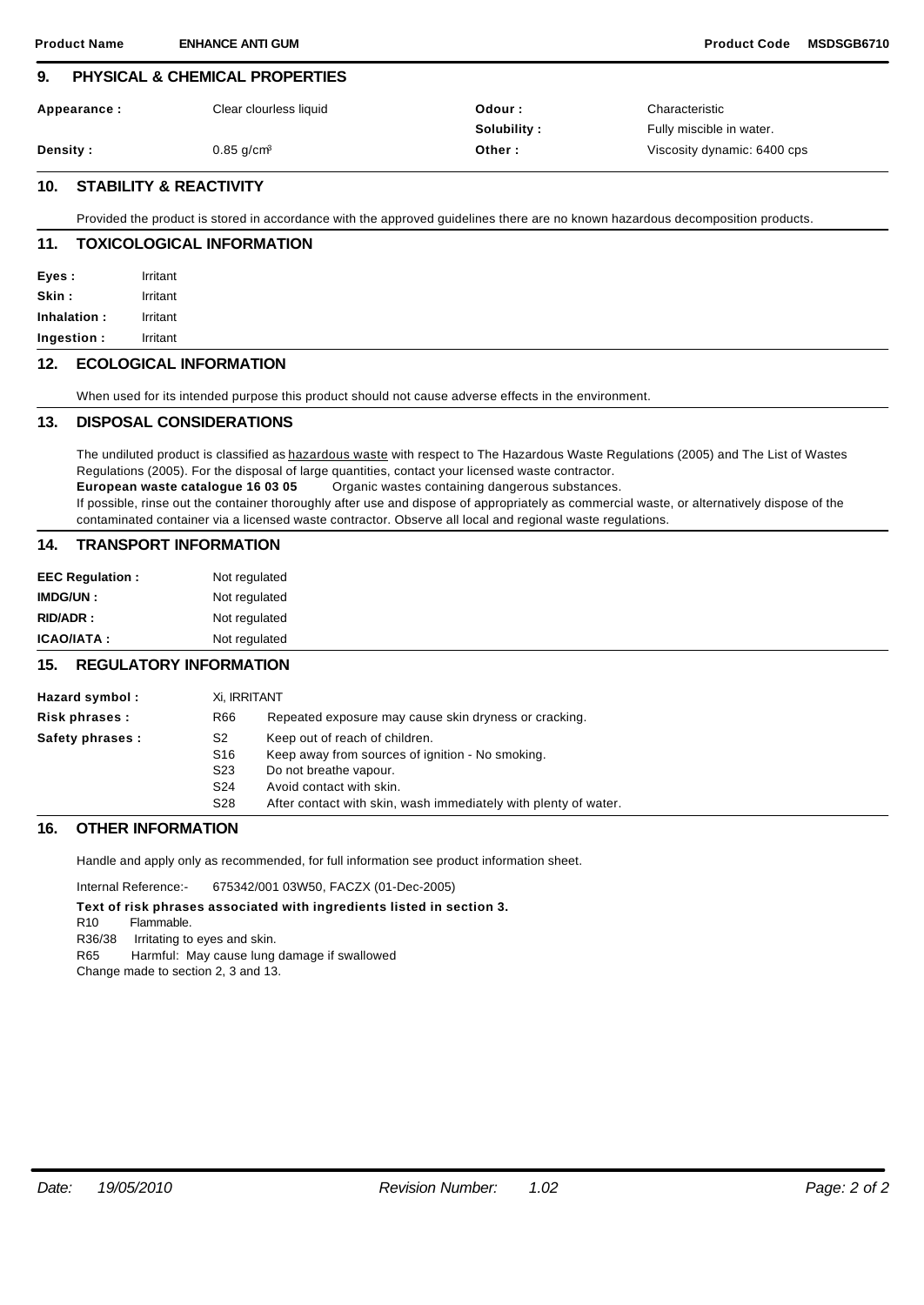## 9. PHYSICAL & CHEMICAL PROPERTIES

| | | | |
|---|---|---|---|
| **Appearance :** | Clear clourless liquid | **Odour :** | Characteristic |
| | | **Solubility :** | Fully miscible in water. |
| **Density :** | 0.85 g/cm³ | **Other :** | Viscosity dynamic: 6400 cps |

## 10. STABILITY & REACTIVITY

Provided the product is stored in accordance with the approved guidelines there are no known hazardous decomposition products.

## 11. TOXICOLOGICAL INFORMATION

| | |
|---|---|
| **Eyes :** | Irritant |
| **Skin :** | Irritant |
| **Inhalation :** | Irritant |
| **Ingestion :** | Irritant |

## 12. ECOLOGICAL INFORMATION

When used for its intended purpose this product should not cause adverse effects in the environment.

## 13. DISPOSAL CONSIDERATIONS

The undiluted product is classified as hazardous waste with respect to The Hazardous Waste Regulations (2005) and The List of Wastes Regulations (2005). For the disposal of large quantities, contact your licensed waste contractor.

**European waste catalogue 16 03 05** Organic wastes containing dangerous substances.

If possible, rinse out the container thoroughly after use and dispose of appropriately as commercial waste, or alternatively dispose of the contaminated container via a licensed waste contractor. Observe all local and regional waste regulations.

## 14. TRANSPORT INFORMATION

| | |
|---|---|
| **EEC Regulation :** | Not regulated |
| **IMDG/UN :** | Not regulated |
| **RID/ADR :** | Not regulated |
| **ICAO/IATA :** | Not regulated |

## 15. REGULATORY INFORMATION

| | | |
|---|---|---|
| **Hazard symbol :** | Xi, IRRITANT | |
| **Risk phrases :** | R66 | Repeated exposure may cause skin dryness or cracking. |
| **Safety phrases :** | S2 | Keep out of reach of children. |
| | S16 | Keep away from sources of ignition - No smoking. |
| | S23 | Do not breathe vapour. |
| | S24 | Avoid contact with skin. |
| | S28 | After contact with skin, wash immediately with plenty of water. |

## 16. OTHER INFORMATION

Handle and apply only as recommended, for full information see product information sheet.

Internal Reference:- 675342/001 03W50, FACZX (01-Dec-2005)

**Text of risk phrases associated with ingredients listed in section 3.**

R10 Flammable.
R36/38 Irritating to eyes and skin.
R65 Harmful: May cause lung damage if swallowed
Change made to section 2, 3 and 13.